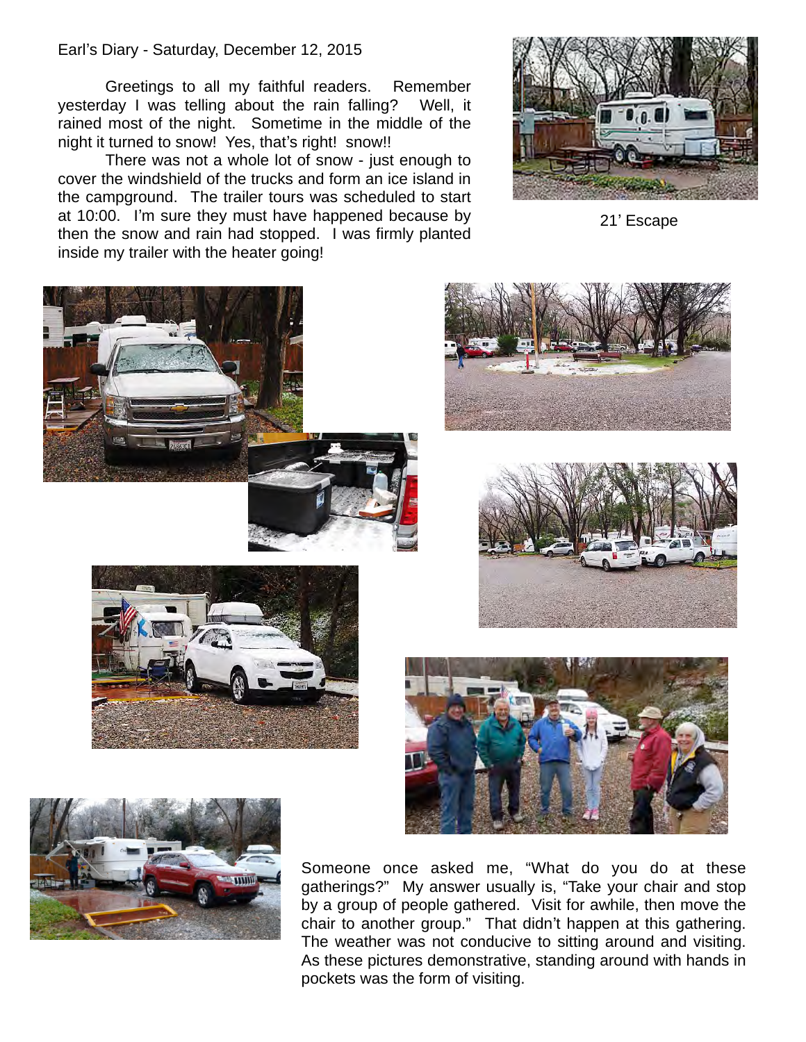Earl's Diary - Saturday, December 12, 2015

Greetings to all my faithful readers. Remember yesterday I was telling about the rain falling? Well, it rained most of the night. Sometime in the middle of the night it turned to snow! Yes, that's right! snow!!

There was not a whole lot of snow - just enough to cover the windshield of the trucks and form an ice island in the campground. The trailer tours was scheduled to start at 10:00. I'm sure they must have happened because by then the snow and rain had stopped. I was firmly planted inside my trailer with the heater going!

21' Escape

Someone once asked me, "What do you do at these gatherings?" My answer usually is, "Take your chair and stop by a group of people gathered. Visit for awhile, then move the chair to another group." That didn't happen at this gathering. The weather was not conducive to sitting around and visiting. As these pictures demonstrative, standing around with hands in pockets was the form of visiting.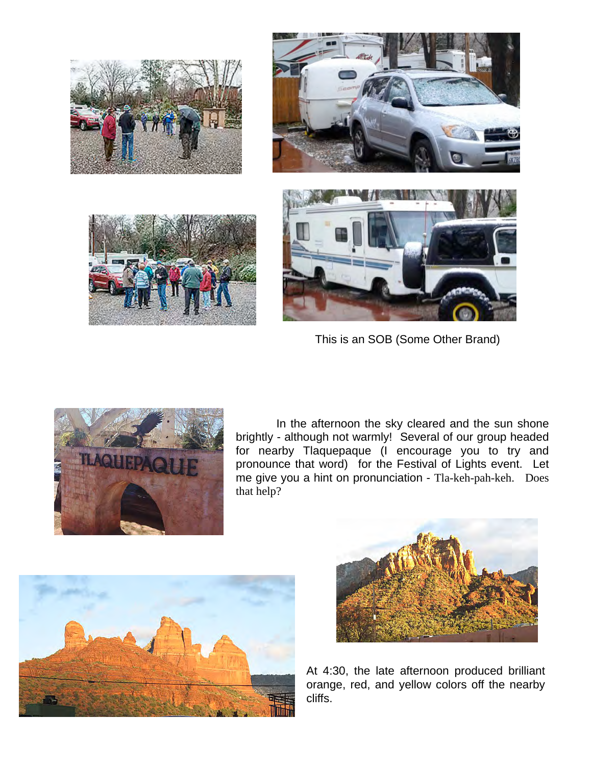This is an SOB (Some Other Brand)

In the afternoon the sky cleared and the sun shone brightly - although not warmly! Several of our group headed for nearby Tlaquepaque (I encourage you to try and pronounce that word) for the Festival of Lights event. Let me give you a hint on pronunciation - Tla-keh-pah-keh. Does that help?

At 4:30, the late afternoon produced brilliant orange, red, and yellow colors off the nearby cliffs.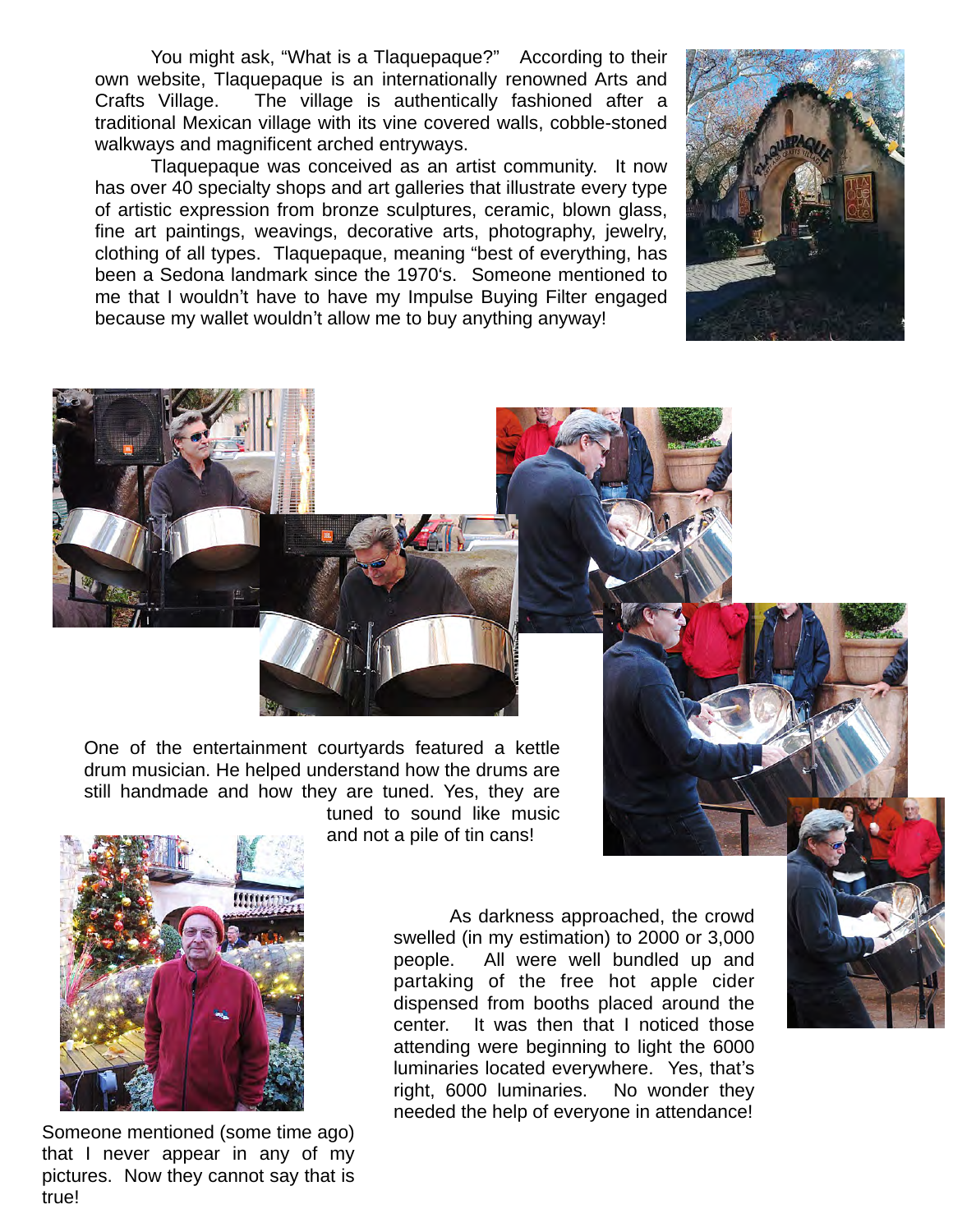You might ask, "What is a Tlaquepaque?" According to their own website, Tlaquepaque is an internationally renowned Arts and Crafts Village. The village is authentically fashioned after a traditional Mexican village with its vine covered walls, cobble-stoned walkways and magnificent arched entryways.

Tlaquepaque was conceived as an artist community. It now has over 40 specialty shops and art galleries that illustrate every type of artistic expression from bronze sculptures, ceramic, blown glass, fine art paintings, weavings, decorative arts, photography, jewelry, clothing of all types. Tlaquepaque, meaning "best of everything, has been a Sedona landmark since the 1970's. Someone mentioned to me that I wouldn't have to have my Impulse Buying Filter engaged because my wallet wouldn't allow me to buy anything anyway!

One of the entertainment courtyards featured a kettle drum musician. He helped understand how the drums are still handmade and how they are tuned. Yes, they are tuned to sound like music and not a pile of tin cans!

As darkness approached, the crowd swelled (in my estimation) to 2000 or 3,000 people. All were well bundled up and partaking of the free hot apple cider dispensed from booths placed around the center. It was then that I noticed those attending were beginning to light the 6000 luminaries located everywhere. Yes, that's right, 6000 luminaries. No wonder they needed the help of everyone in attendance!

Someone mentioned (some time ago) that I never appear in any of my pictures. Now they cannot say that is true!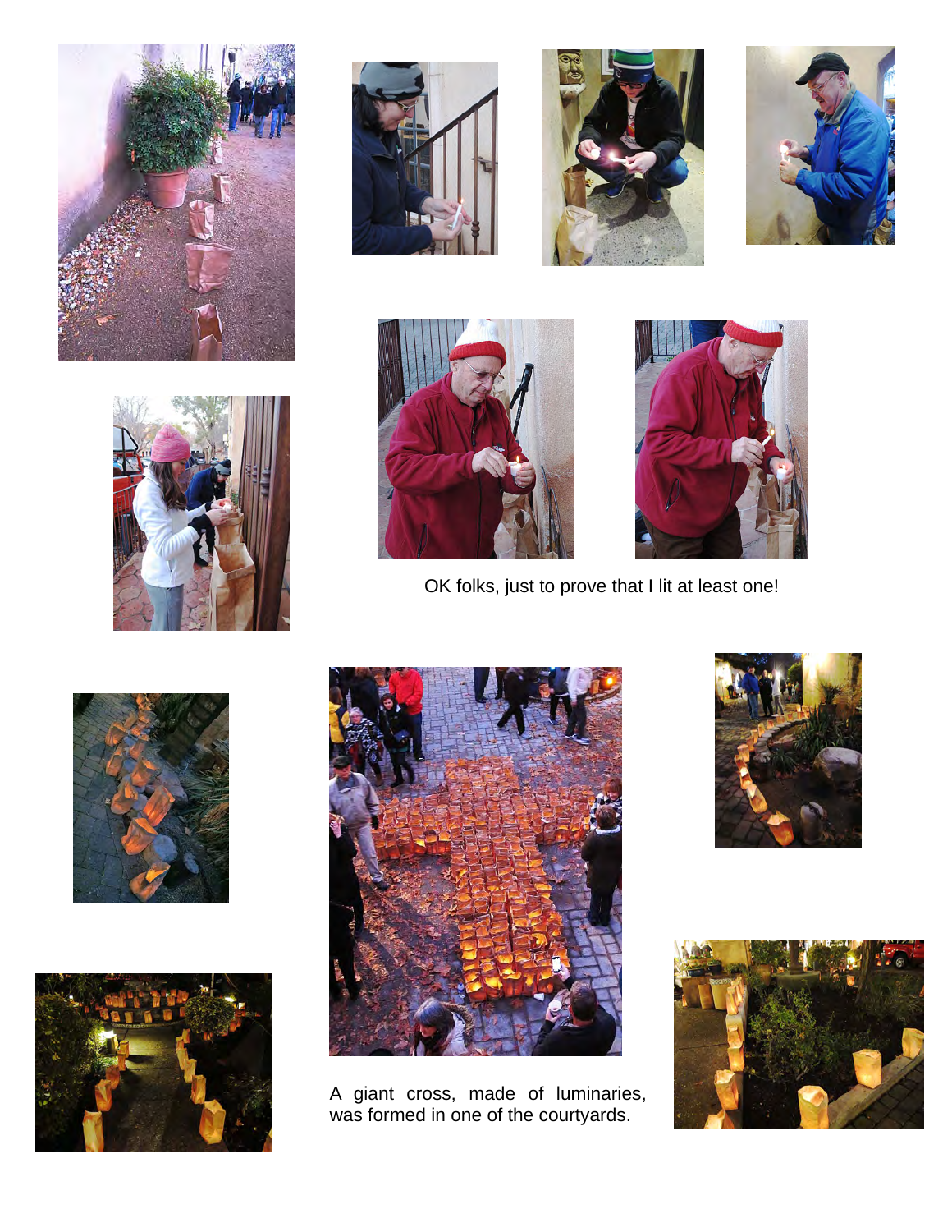OK folks, just to prove that I lit at least one!

A giant cross, made of luminaries, was formed in one of the courtyards.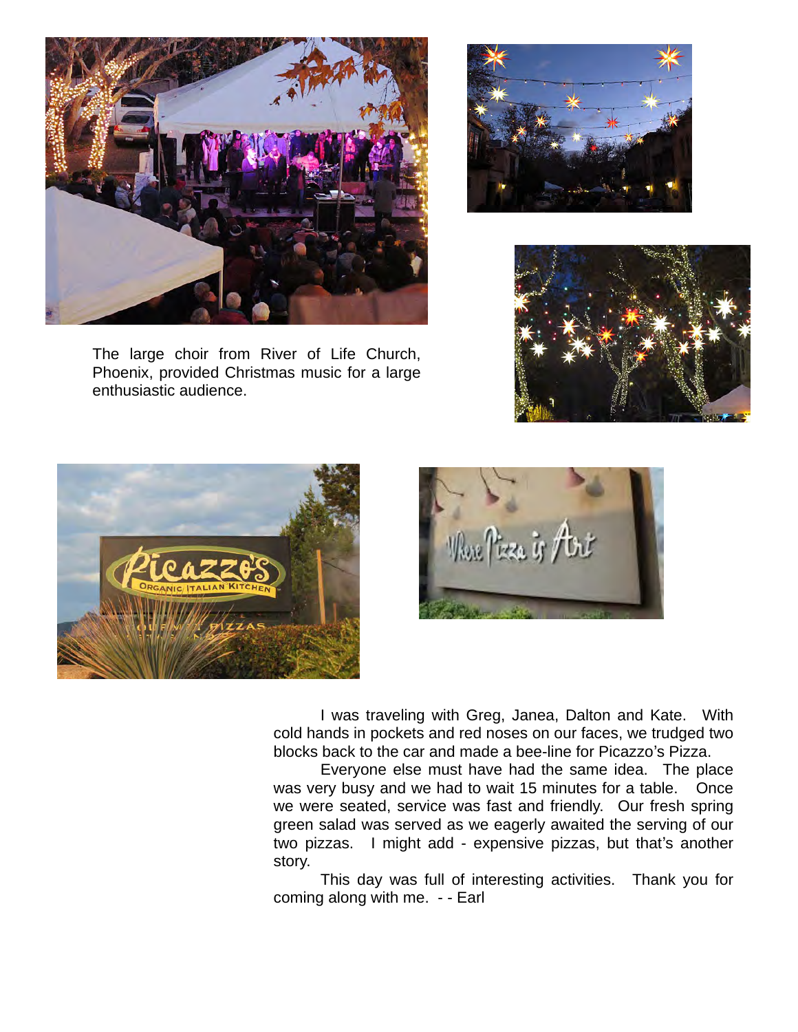The large choir from River of Life Church, Phoenix, provided Christmas music for a large enthusiastic audience.

I was traveling with Greg, Janea, Dalton and Kate. With cold hands in pockets and red noses on our faces, we trudged two blocks back to the car and made a bee-line for Picazzo's Pizza.

Everyone else must have had the same idea. The place was very busy and we had to wait 15 minutes for a table. Once we were seated, service was fast and friendly. Our fresh spring green salad was served as we eagerly awaited the serving of our two pizzas. I might add - expensive pizzas, but that's another story.

This day was full of interesting activities. Thank you for coming along with me. - - Earl